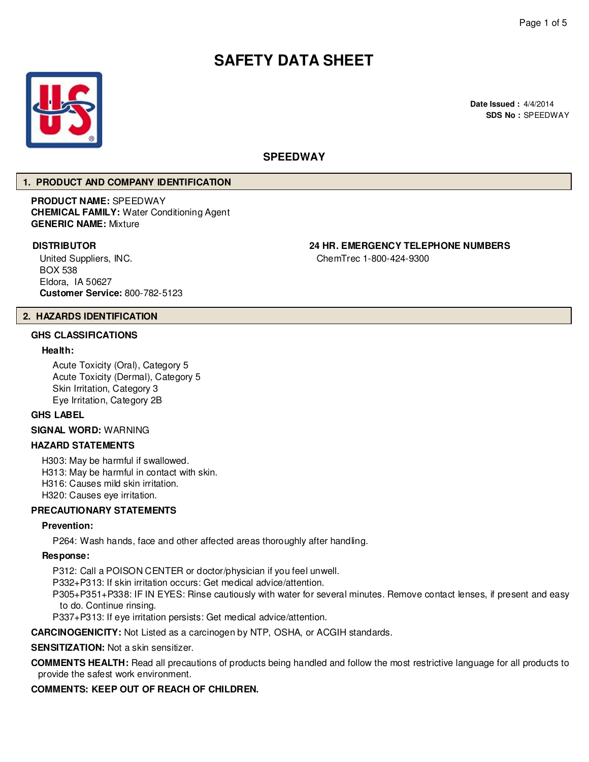# SAFETY DATA SHEET

**Date Issued :** 4/4/2014
**SDS No :** SPEEDWAY

## SPEEDWAY

## 1. PRODUCT AND COMPANY IDENTIFICATION

**PRODUCT NAME:** SPEEDWAY
**CHEMICAL FAMILY:** Water Conditioning Agent
**GENERIC NAME:** Mixture

**DISTRIBUTOR**

United Suppliers, INC.
BOX 538
Eldora, IA 50627
**Customer Service:** 800-782-5123

**24 HR. EMERGENCY TELEPHONE NUMBERS**

ChemTrec 1-800-424-9300

## 2. HAZARDS IDENTIFICATION

**GHS CLASSIFICATIONS**

**Health:**

Acute Toxicity (Oral), Category 5
Acute Toxicity (Dermal), Category 5
Skin Irritation, Category 3
Eye Irritation, Category 2B

**GHS LABEL**

**SIGNAL WORD:** WARNING

**HAZARD STATEMENTS**

H303: May be harmful if swallowed.
H313: May be harmful in contact with skin.
H316: Causes mild skin irritation.
H320: Causes eye irritation.

**PRECAUTIONARY STATEMENTS**

**Prevention:**

P264: Wash hands, face and other affected areas thoroughly after handling.

**Response:**

P312: Call a POISON CENTER or doctor/physician if you feel unwell.
P332+P313: If skin irritation occurs: Get medical advice/attention.
P305+P351+P338: IF IN EYES: Rinse cautiously with water for several minutes. Remove contact lenses, if present and easy to do. Continue rinsing.
P337+P313: If eye irritation persists: Get medical advice/attention.

**CARCINOGENICITY:** Not Listed as a carcinogen by NTP, OSHA, or ACGIH standards.

**SENSITIZATION:** Not a skin sensitizer.

**COMMENTS HEALTH:** Read all precautions of products being handled and follow the most restrictive language for all products to provide the safest work environment.

**COMMENTS: KEEP OUT OF REACH OF CHILDREN.**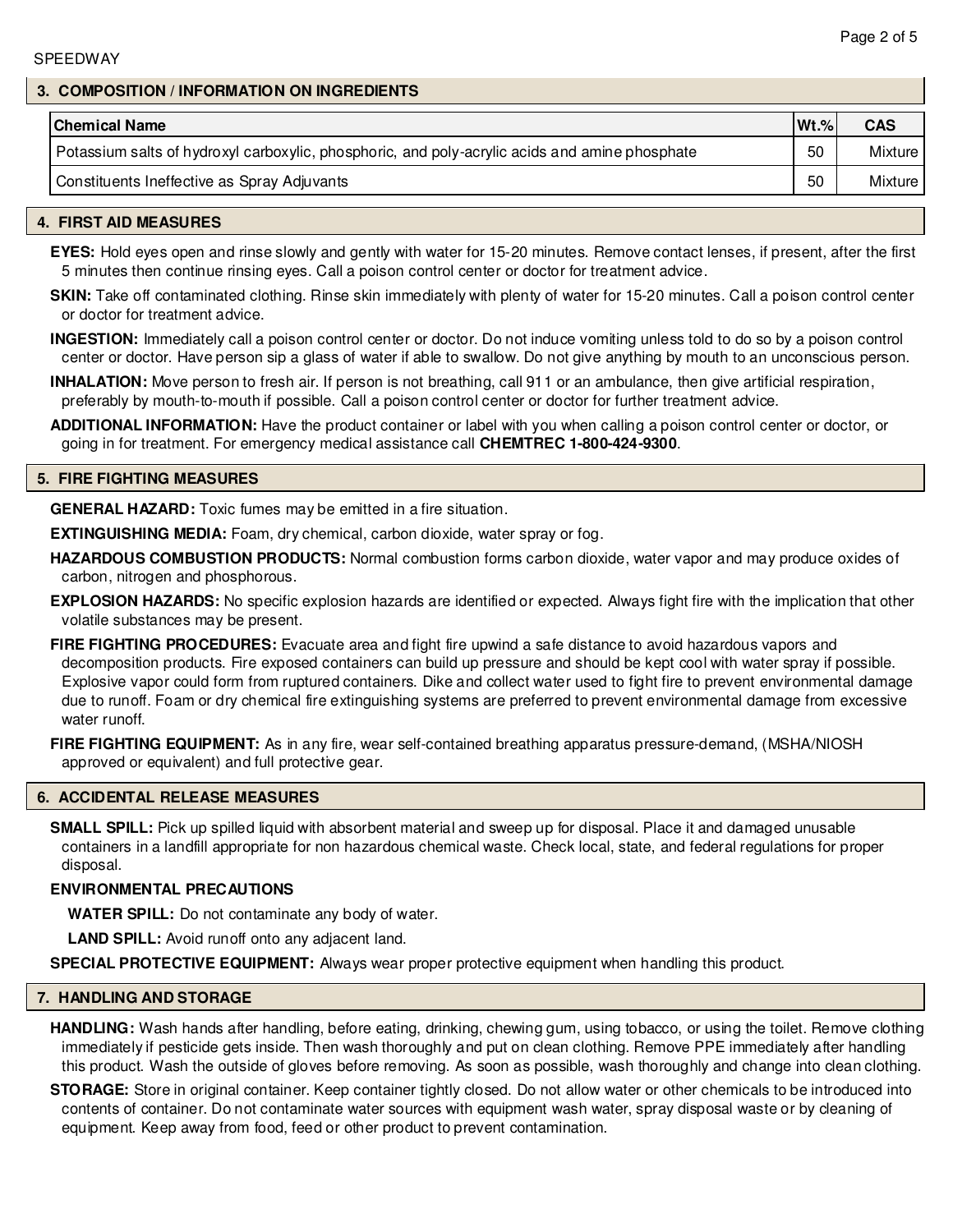## 3. COMPOSITION / INFORMATION ON INGREDIENTS

| Chemical Name | Wt.% | CAS |
| --- | --- | --- |
| Potassium salts of hydroxyl carboxylic, phosphoric, and poly-acrylic acids and amine phosphate | 50 | Mixture |
| Constituents Ineffective as Spray Adjuvants | 50 | Mixture |

## 4. FIRST AID MEASURES

**EYES:** Hold eyes open and rinse slowly and gently with water for 15-20 minutes. Remove contact lenses, if present, after the first 5 minutes then continue rinsing eyes. Call a poison control center or doctor for treatment advice.

**SKIN:** Take off contaminated clothing. Rinse skin immediately with plenty of water for 15-20 minutes. Call a poison control center or doctor for treatment advice.

**INGESTION:** Immediately call a poison control center or doctor. Do not induce vomiting unless told to do so by a poison control center or doctor. Have person sip a glass of water if able to swallow. Do not give anything by mouth to an unconscious person.

**INHALATION:** Move person to fresh air. If person is not breathing, call 911 or an ambulance, then give artificial respiration, preferably by mouth-to-mouth if possible. Call a poison control center or doctor for further treatment advice.

**ADDITIONAL INFORMATION:** Have the product container or label with you when calling a poison control center or doctor, or going in for treatment. For emergency medical assistance call **CHEMTREC 1-800-424-9300**.

## 5. FIRE FIGHTING MEASURES

**GENERAL HAZARD:** Toxic fumes may be emitted in a fire situation.

**EXTINGUISHING MEDIA:** Foam, dry chemical, carbon dioxide, water spray or fog.

**HAZARDOUS COMBUSTION PRODUCTS:** Normal combustion forms carbon dioxide, water vapor and may produce oxides of carbon, nitrogen and phosphorous.

**EXPLOSION HAZARDS:** No specific explosion hazards are identified or expected. Always fight fire with the implication that other volatile substances may be present.

**FIRE FIGHTING PROCEDURES:** Evacuate area and fight fire upwind a safe distance to avoid hazardous vapors and decomposition products. Fire exposed containers can build up pressure and should be kept cool with water spray if possible. Explosive vapor could form from ruptured containers. Dike and collect water used to fight fire to prevent environmental damage due to runoff. Foam or dry chemical fire extinguishing systems are preferred to prevent environmental damage from excessive water runoff.

**FIRE FIGHTING EQUIPMENT:** As in any fire, wear self-contained breathing apparatus pressure-demand, (MSHA/NIOSH approved or equivalent) and full protective gear.

## 6. ACCIDENTAL RELEASE MEASURES

**SMALL SPILL:** Pick up spilled liquid with absorbent material and sweep up for disposal. Place it and damaged unusable containers in a landfill appropriate for non hazardous chemical waste. Check local, state, and federal regulations for proper disposal.

**ENVIRONMENTAL PRECAUTIONS**

**WATER SPILL:** Do not contaminate any body of water.

**LAND SPILL:** Avoid runoff onto any adjacent land.

**SPECIAL PROTECTIVE EQUIPMENT:** Always wear proper protective equipment when handling this product.

## 7. HANDLING AND STORAGE

**HANDLING:** Wash hands after handling, before eating, drinking, chewing gum, using tobacco, or using the toilet. Remove clothing immediately if pesticide gets inside. Then wash thoroughly and put on clean clothing. Remove PPE immediately after handling this product. Wash the outside of gloves before removing. As soon as possible, wash thoroughly and change into clean clothing.

**STORAGE:** Store in original container. Keep container tightly closed. Do not allow water or other chemicals to be introduced into contents of container. Do not contaminate water sources with equipment wash water, spray disposal waste or by cleaning of equipment. Keep away from food, feed or other product to prevent contamination.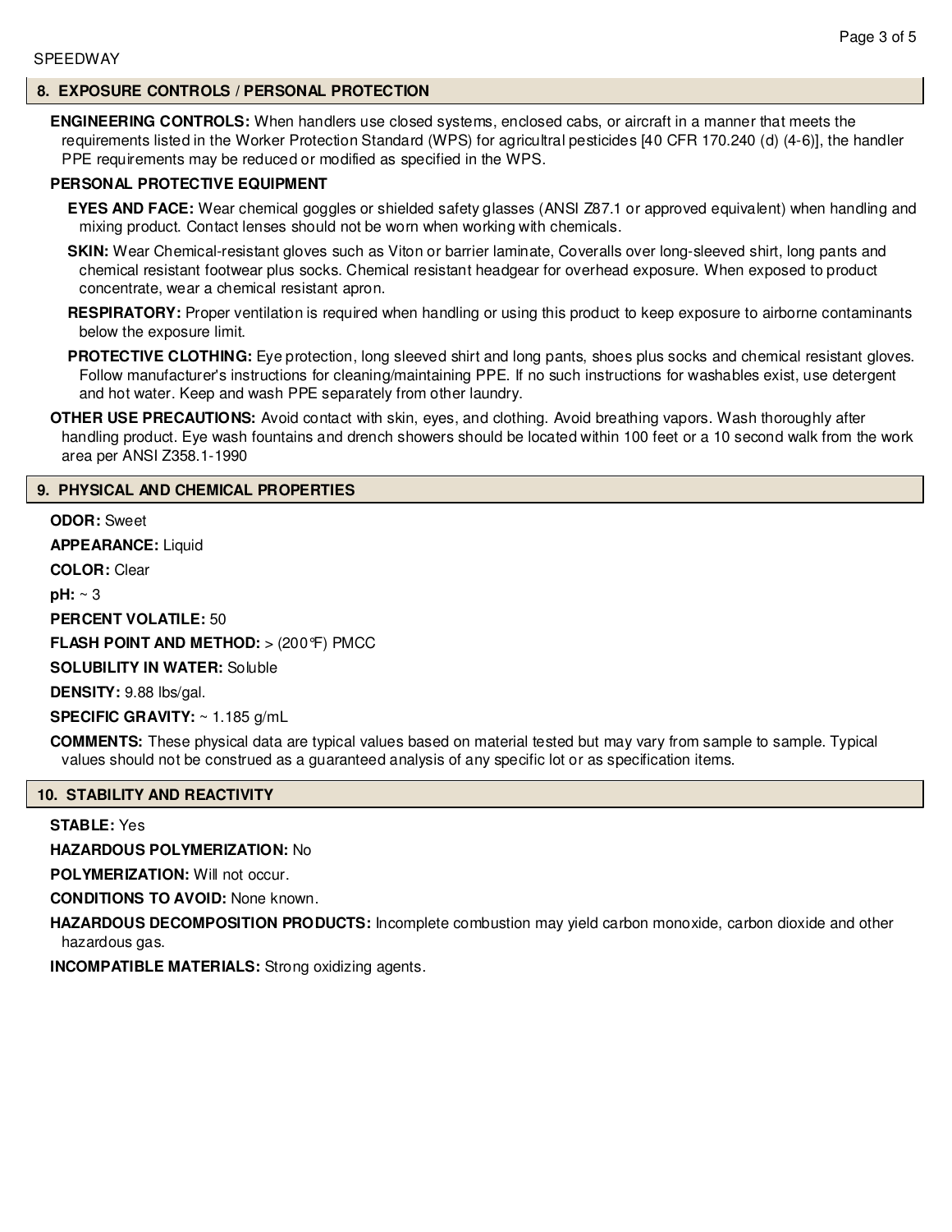## 8. EXPOSURE CONTROLS / PERSONAL PROTECTION

**ENGINEERING CONTROLS:** When handlers use closed systems, enclosed cabs, or aircraft in a manner that meets the requirements listed in the Worker Protection Standard (WPS) for agricultral pesticides [40 CFR 170.240 (d) (4-6)], the handler PPE requirements may be reduced or modified as specified in the WPS.

**PERSONAL PROTECTIVE EQUIPMENT**

**EYES AND FACE:** Wear chemical goggles or shielded safety glasses (ANSI Z87.1 or approved equivalent) when handling and mixing product. Contact lenses should not be worn when working with chemicals.

**SKIN:** Wear Chemical-resistant gloves such as Viton or barrier laminate, Coveralls over long-sleeved shirt, long pants and chemical resistant footwear plus socks. Chemical resistant headgear for overhead exposure. When exposed to product concentrate, wear a chemical resistant apron.

**RESPIRATORY:** Proper ventilation is required when handling or using this product to keep exposure to airborne contaminants below the exposure limit.

**PROTECTIVE CLOTHING:** Eye protection, long sleeved shirt and long pants, shoes plus socks and chemical resistant gloves. Follow manufacturer's instructions for cleaning/maintaining PPE. If no such instructions for washables exist, use detergent and hot water. Keep and wash PPE separately from other laundry.

**OTHER USE PRECAUTIONS:** Avoid contact with skin, eyes, and clothing. Avoid breathing vapors. Wash thoroughly after handling product. Eye wash fountains and drench showers should be located within 100 feet or a 10 second walk from the work area per ANSI Z358.1-1990

## 9. PHYSICAL AND CHEMICAL PROPERTIES

**ODOR:** Sweet

**APPEARANCE:** Liquid

**COLOR:** Clear

**pH:** ~ 3

**PERCENT VOLATILE:** 50

**FLASH POINT AND METHOD:** > (200°F) PMCC

**SOLUBILITY IN WATER:** Soluble

**DENSITY:** 9.88 lbs/gal.

**SPECIFIC GRAVITY:** ~ 1.185 g/mL

**COMMENTS:** These physical data are typical values based on material tested but may vary from sample to sample. Typical values should not be construed as a guaranteed analysis of any specific lot or as specification items.

## 10. STABILITY AND REACTIVITY

**STABLE:** Yes

**HAZARDOUS POLYMERIZATION:** No

**POLYMERIZATION:** Will not occur.

**CONDITIONS TO AVOID:** None known.

**HAZARDOUS DECOMPOSITION PRODUCTS:** Incomplete combustion may yield carbon monoxide, carbon dioxide and other hazardous gas.

**INCOMPATIBLE MATERIALS:** Strong oxidizing agents.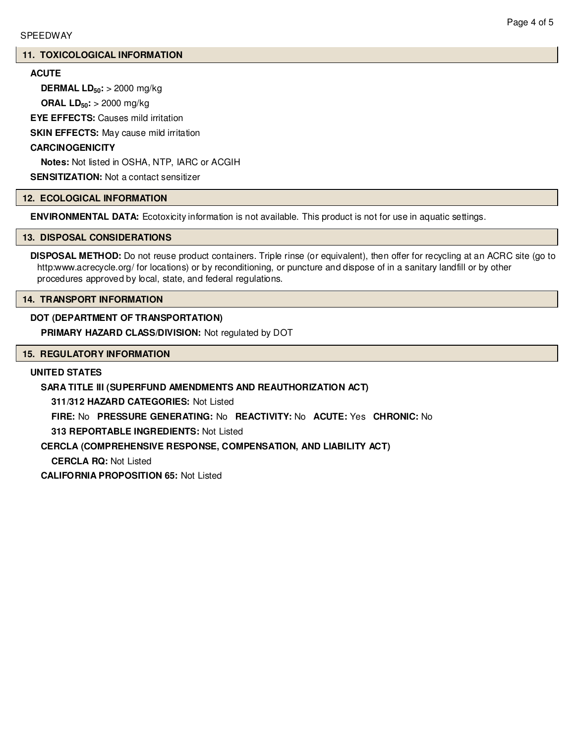## 11. TOXICOLOGICAL INFORMATION

**ACUTE**

**DERMAL $LD_{50}$:** > 2000 mg/kg

**ORAL $LD_{50}$:** > 2000 mg/kg

**EYE EFFECTS:** Causes mild irritation

**SKIN EFFECTS:** May cause mild irritation

**CARCINOGENICITY**

**Notes:** Not listed in OSHA, NTP, IARC or ACGIH

**SENSITIZATION:** Not a contact sensitizer

## 12. ECOLOGICAL INFORMATION

**ENVIRONMENTAL DATA:** Ecotoxicity information is not available. This product is not for use in aquatic settings.

## 13. DISPOSAL CONSIDERATIONS

**DISPOSAL METHOD:** Do not reuse product containers. Triple rinse (or equivalent), then offer for recycling at an ACRC site (go to http:www.acrecycle.org/ for locations) or by reconditioning, or puncture and dispose of in a sanitary landfill or by other procedures approved by local, state, and federal regulations.

## 14. TRANSPORT INFORMATION

**DOT (DEPARTMENT OF TRANSPORTATION)**

**PRIMARY HAZARD CLASS/DIVISION:** Not regulated by DOT

## 15. REGULATORY INFORMATION

**UNITED STATES**

**SARA TITLE III (SUPERFUND AMENDMENTS AND REAUTHORIZATION ACT)**

**311/312 HAZARD CATEGORIES:** Not Listed

**FIRE:** No **PRESSURE GENERATING:** No **REACTIVITY:** No **ACUTE:** Yes **CHRONIC:** No

**313 REPORTABLE INGREDIENTS:** Not Listed

**CERCLA (COMPREHENSIVE RESPONSE, COMPENSATION, AND LIABILITY ACT)**

**CERCLA RQ:** Not Listed

**CALIFORNIA PROPOSITION 65:** Not Listed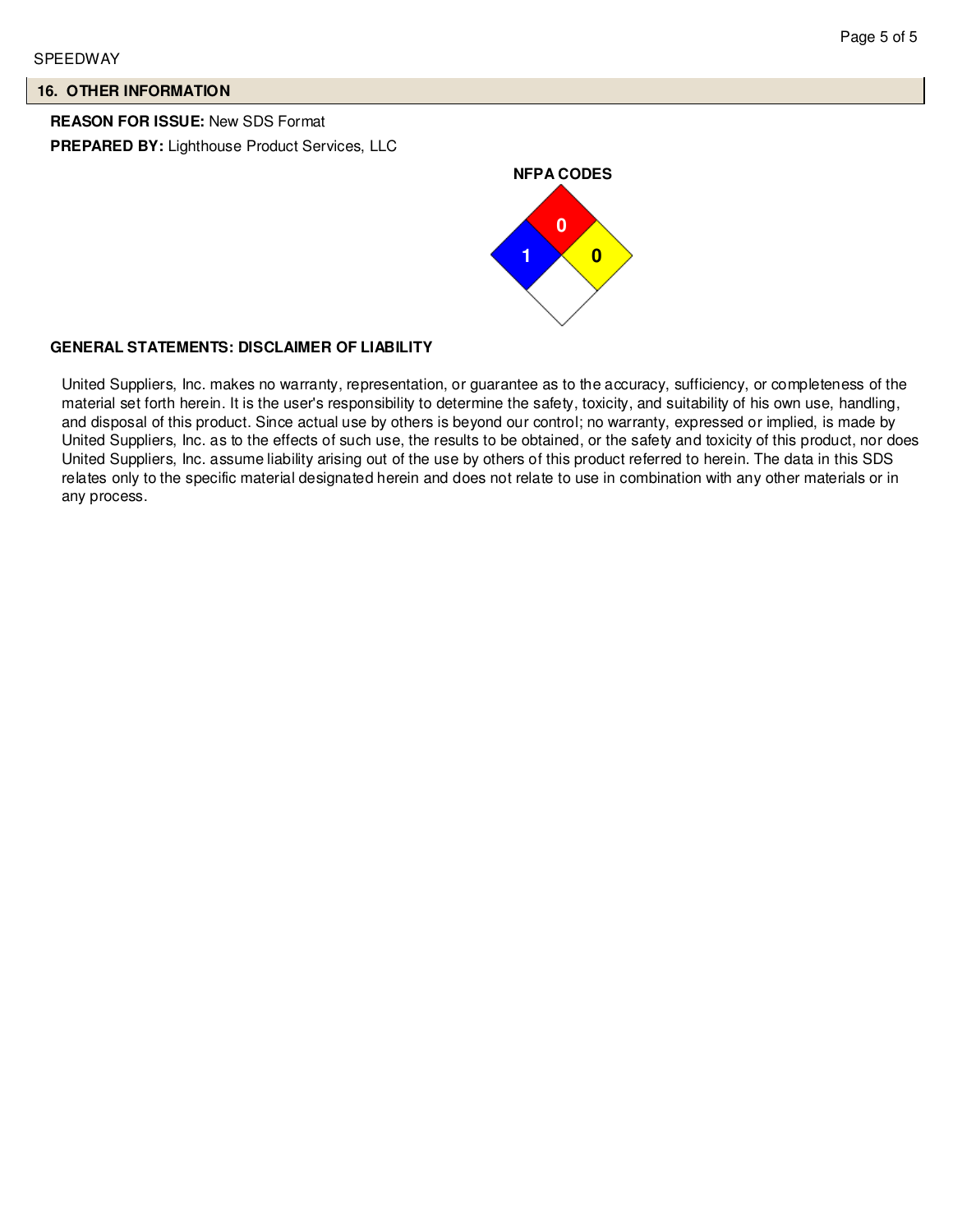## 16. OTHER INFORMATION

**REASON FOR ISSUE:** New SDS Format

**PREPARED BY:** Lighthouse Product Services, LLC

NFPA CODES

0

1

0

**GENERAL STATEMENTS: DISCLAIMER OF LIABILITY**

United Suppliers, Inc. makes no warranty, representation, or guarantee as to the accuracy, sufficiency, or completeness of the material set forth herein. It is the user's responsibility to determine the safety, toxicity, and suitability of his own use, handling, and disposal of this product. Since actual use by others is beyond our control; no warranty, expressed or implied, is made by United Suppliers, Inc. as to the effects of such use, the results to be obtained, or the safety and toxicity of this product, nor does United Suppliers, Inc. assume liability arising out of the use by others of this product referred to herein. The data in this SDS relates only to the specific material designated herein and does not relate to use in combination with any other materials or in any process.